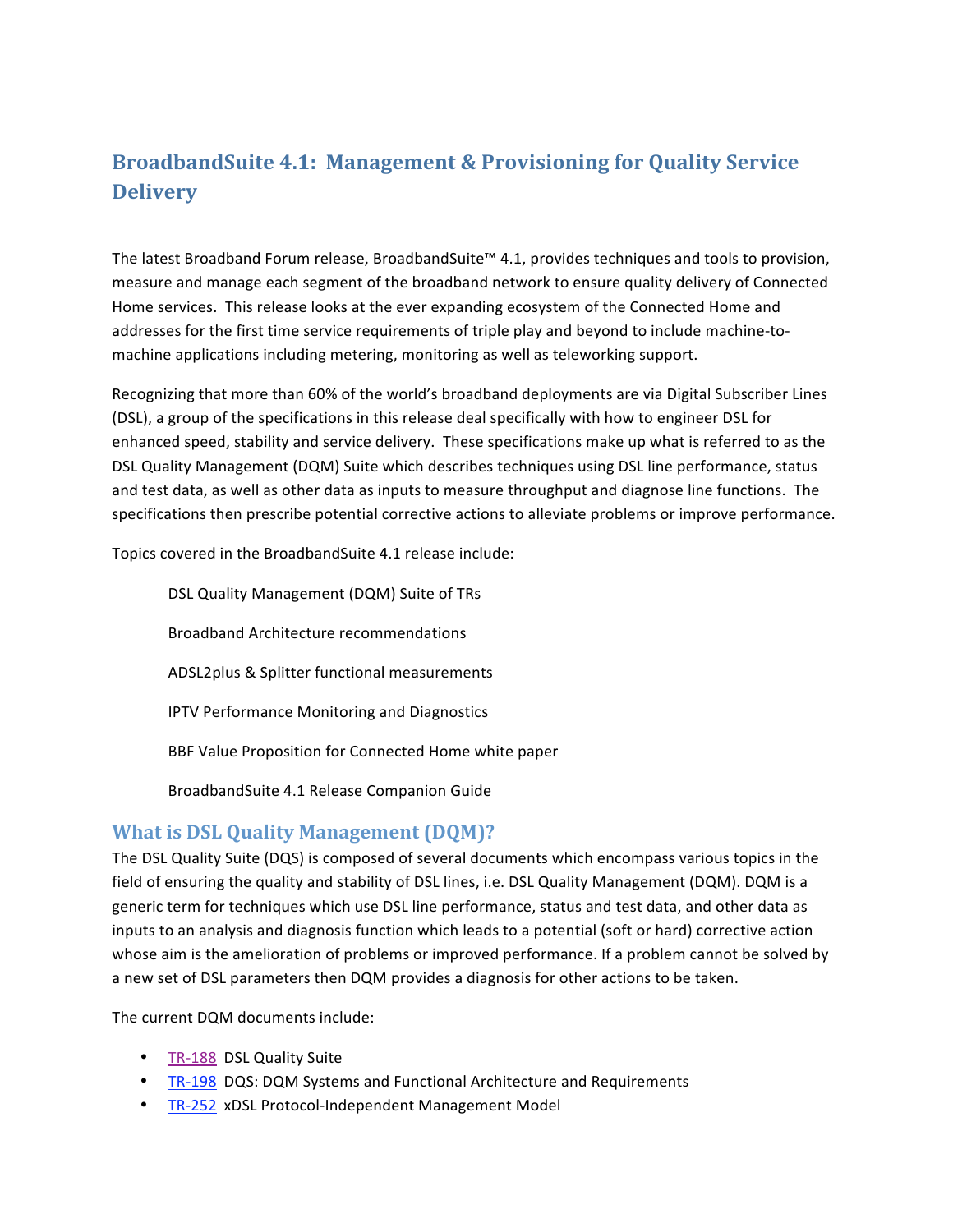# BroadbandSuite 4.1: Management & Provisioning for Quality Service Delivery

The latest Broadband Forum release, BroadbandSuite™ 4.1, provides techniques and tools to provision, measure and manage each segment of the broadband network to ensure quality delivery of Connected Home services. This release looks at the ever expanding ecosystem of the Connected Home and addresses for the first time service requirements of triple play and beyond to include machine-to-machine applications including metering, monitoring as well as teleworking support.

Recognizing that more than 60% of the world's broadband deployments are via Digital Subscriber Lines (DSL), a group of the specifications in this release deal specifically with how to engineer DSL for enhanced speed, stability and service delivery. These specifications make up what is referred to as the DSL Quality Management (DQM) Suite which describes techniques using DSL line performance, status and test data, as well as other data as inputs to measure throughput and diagnose line functions. The specifications then prescribe potential corrective actions to alleviate problems or improve performance.

Topics covered in the BroadbandSuite 4.1 release include:

DSL Quality Management (DQM) Suite of TRs

Broadband Architecture recommendations

ADSL2plus & Splitter functional measurements

IPTV Performance Monitoring and Diagnostics

BBF Value Proposition for Connected Home white paper

BroadbandSuite 4.1 Release Companion Guide

## What is DSL Quality Management (DQM)?

The DSL Quality Suite (DQS) is composed of several documents which encompass various topics in the field of ensuring the quality and stability of DSL lines, i.e. DSL Quality Management (DQM). DQM is a generic term for techniques which use DSL line performance, status and test data, and other data as inputs to an analysis and diagnosis function which leads to a potential (soft or hard) corrective action whose aim is the amelioration of problems or improved performance. If a problem cannot be solved by a new set of DSL parameters then DQM provides a diagnosis for other actions to be taken.

The current DQM documents include:

- TR-188 DSL Quality Suite
- TR-198 DQS: DQM Systems and Functional Architecture and Requirements
- TR-252 xDSL Protocol-Independent Management Model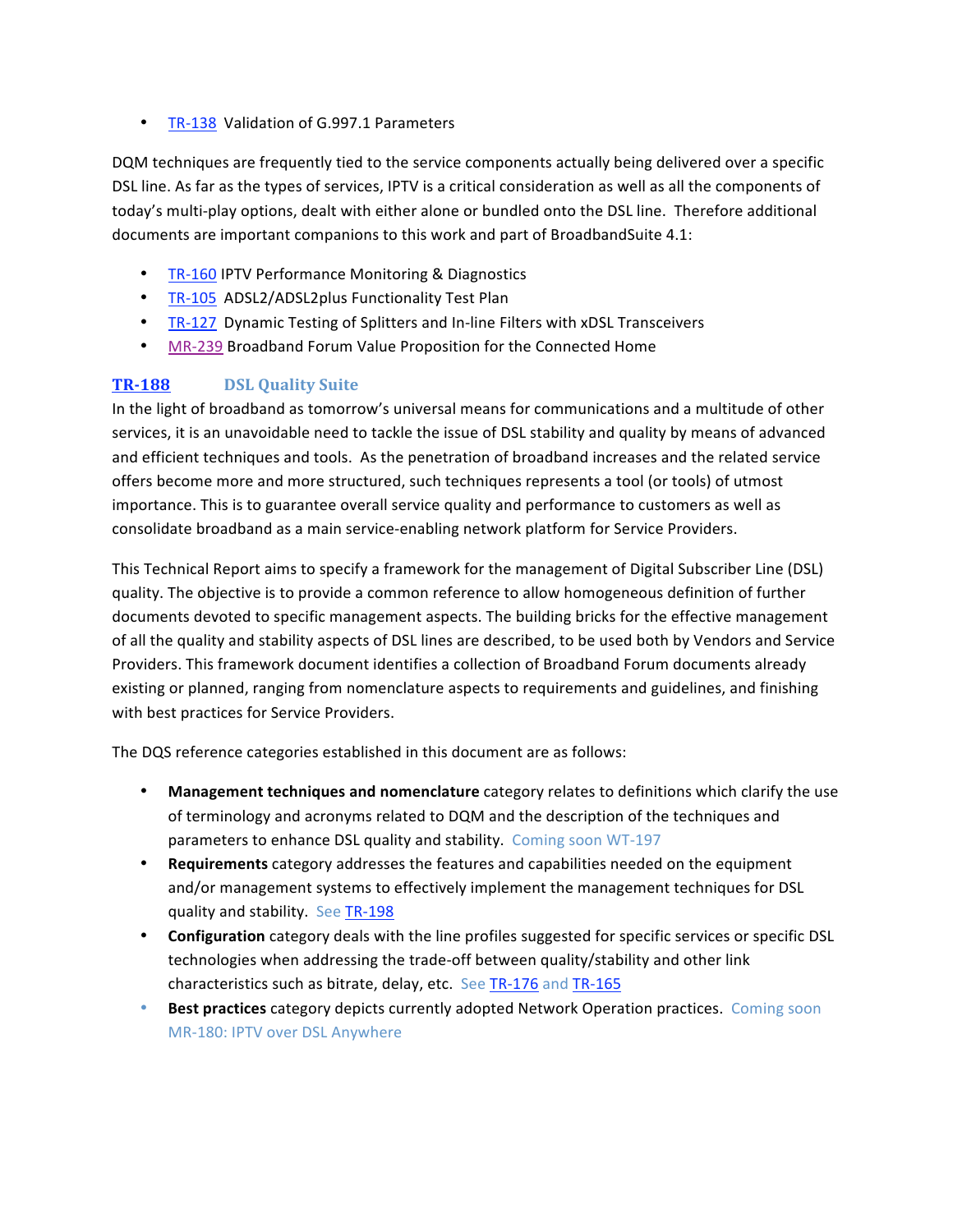- TR-138 Validation of G.997.1 Parameters

DQM techniques are frequently tied to the service components actually being delivered over a specific DSL line. As far as the types of services, IPTV is a critical consideration as well as all the components of today's multi-play options, dealt with either alone or bundled onto the DSL line. Therefore additional documents are important companions to this work and part of BroadbandSuite 4.1:

- TR-160 IPTV Performance Monitoring & Diagnostics
- TR-105 ADSL2/ADSL2plus Functionality Test Plan
- TR-127 Dynamic Testing of Splitters and In-line Filters with xDSL Transceivers
- MR-239 Broadband Forum Value Proposition for the Connected Home

### TR-188 DSL Quality Suite

In the light of broadband as tomorrow's universal means for communications and a multitude of other services, it is an unavoidable need to tackle the issue of DSL stability and quality by means of advanced and efficient techniques and tools. As the penetration of broadband increases and the related service offers become more and more structured, such techniques represents a tool (or tools) of utmost importance. This is to guarantee overall service quality and performance to customers as well as consolidate broadband as a main service-enabling network platform for Service Providers.

This Technical Report aims to specify a framework for the management of Digital Subscriber Line (DSL) quality. The objective is to provide a common reference to allow homogeneous definition of further documents devoted to specific management aspects. The building bricks for the effective management of all the quality and stability aspects of DSL lines are described, to be used both by Vendors and Service Providers. This framework document identifies a collection of Broadband Forum documents already existing or planned, ranging from nomenclature aspects to requirements and guidelines, and finishing with best practices for Service Providers.

The DQS reference categories established in this document are as follows:

- **Management techniques and nomenclature** category relates to definitions which clarify the use of terminology and acronyms related to DQM and the description of the techniques and parameters to enhance DSL quality and stability. Coming soon WT-197
- **Requirements** category addresses the features and capabilities needed on the equipment and/or management systems to effectively implement the management techniques for DSL quality and stability. See TR-198
- **Configuration** category deals with the line profiles suggested for specific services or specific DSL technologies when addressing the trade-off between quality/stability and other link characteristics such as bitrate, delay, etc. See TR-176 and TR-165
- **Best practices** category depicts currently adopted Network Operation practices. Coming soon MR-180: IPTV over DSL Anywhere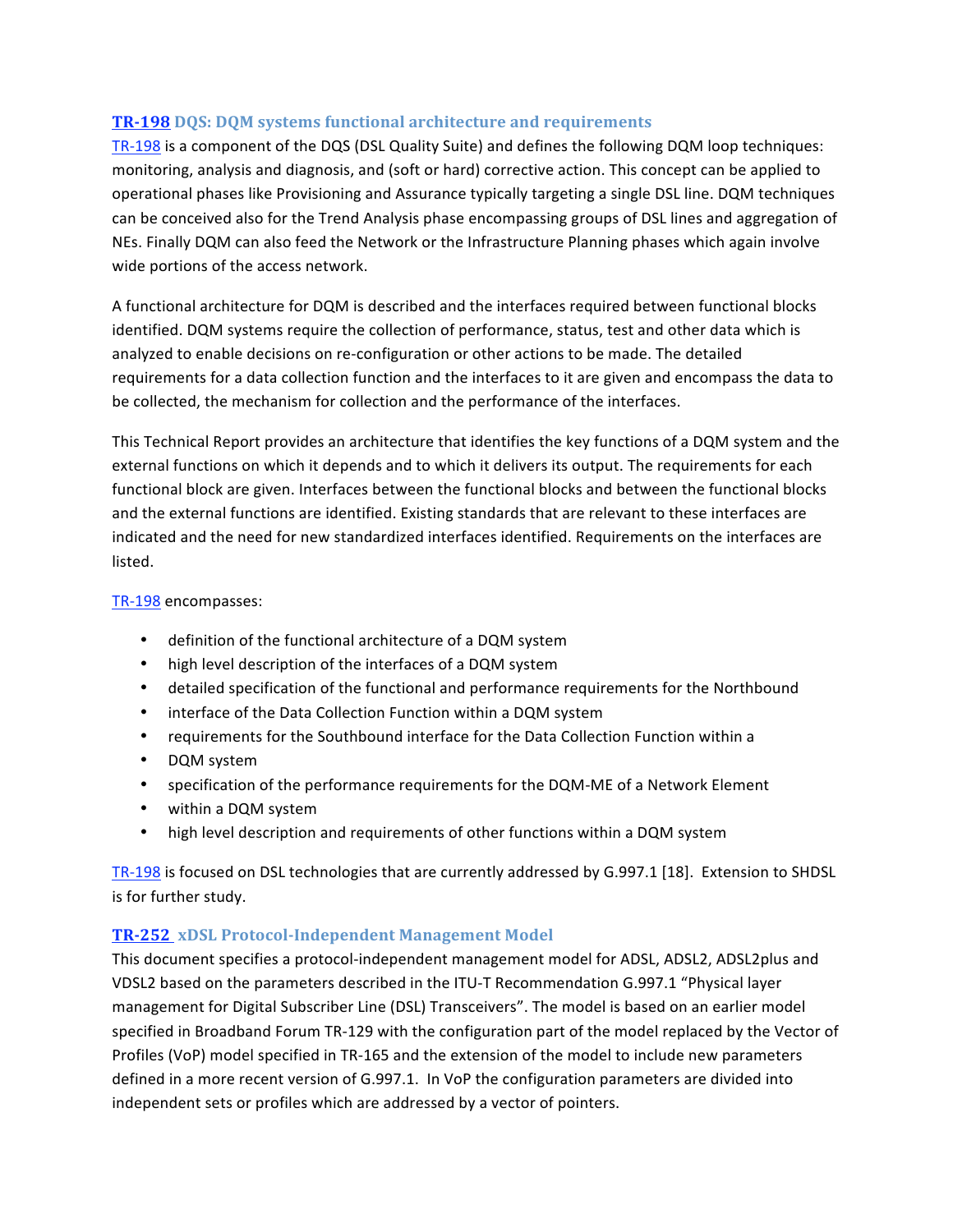### TR-198 DQS: DQM systems functional architecture and requirements

TR-198 is a component of the DQS (DSL Quality Suite) and defines the following DQM loop techniques: monitoring, analysis and diagnosis, and (soft or hard) corrective action. This concept can be applied to operational phases like Provisioning and Assurance typically targeting a single DSL line. DQM techniques can be conceived also for the Trend Analysis phase encompassing groups of DSL lines and aggregation of NEs. Finally DQM can also feed the Network or the Infrastructure Planning phases which again involve wide portions of the access network.

A functional architecture for DQM is described and the interfaces required between functional blocks identified. DQM systems require the collection of performance, status, test and other data which is analyzed to enable decisions on re-configuration or other actions to be made. The detailed requirements for a data collection function and the interfaces to it are given and encompass the data to be collected, the mechanism for collection and the performance of the interfaces.

This Technical Report provides an architecture that identifies the key functions of a DQM system and the external functions on which it depends and to which it delivers its output. The requirements for each functional block are given. Interfaces between the functional blocks and between the functional blocks and the external functions are identified. Existing standards that are relevant to these interfaces are indicated and the need for new standardized interfaces identified. Requirements on the interfaces are listed.

TR-198 encompasses:

- definition of the functional architecture of a DQM system
- high level description of the interfaces of a DQM system
- detailed specification of the functional and performance requirements for the Northbound
- interface of the Data Collection Function within a DQM system
- requirements for the Southbound interface for the Data Collection Function within a
- DQM system
- specification of the performance requirements for the DQM-ME of a Network Element
- within a DQM system
- high level description and requirements of other functions within a DQM system

TR-198 is focused on DSL technologies that are currently addressed by G.997.1 [18]. Extension to SHDSL is for further study.

### TR-252 xDSL Protocol-Independent Management Model

This document specifies a protocol-independent management model for ADSL, ADSL2, ADSL2plus and VDSL2 based on the parameters described in the ITU-T Recommendation G.997.1 "Physical layer management for Digital Subscriber Line (DSL) Transceivers". The model is based on an earlier model specified in Broadband Forum TR-129 with the configuration part of the model replaced by the Vector of Profiles (VoP) model specified in TR-165 and the extension of the model to include new parameters defined in a more recent version of G.997.1. In VoP the configuration parameters are divided into independent sets or profiles which are addressed by a vector of pointers.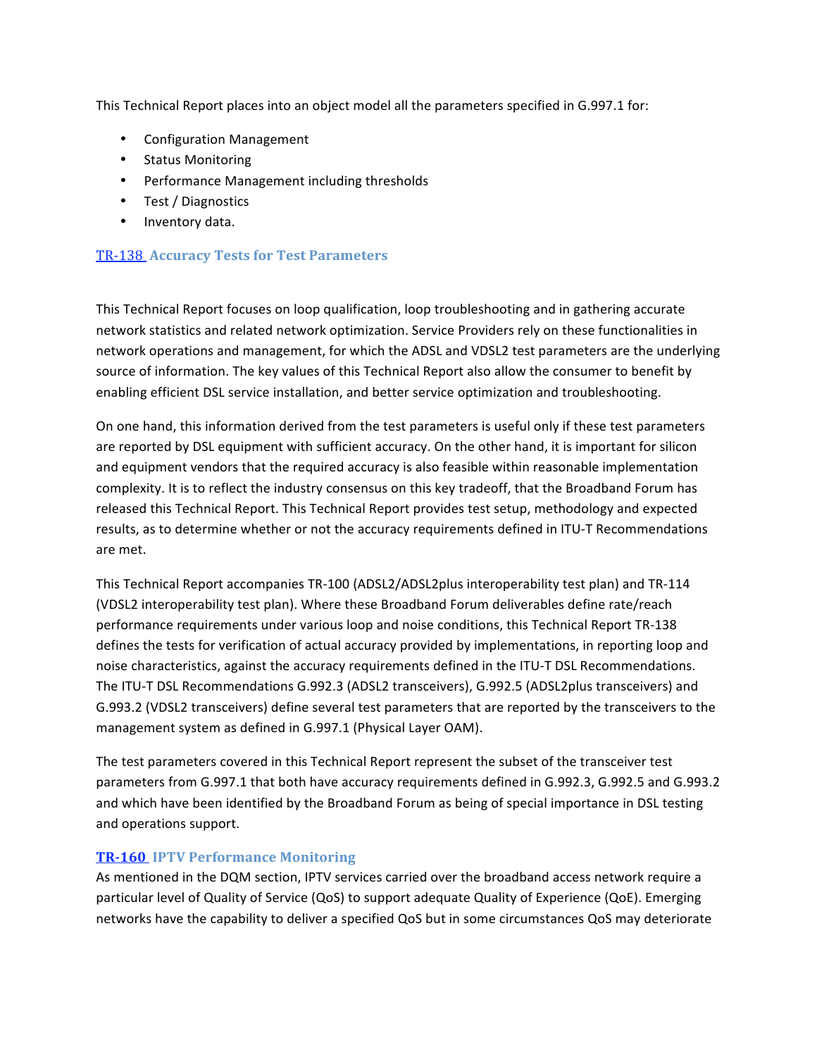This Technical Report places into an object model all the parameters specified in G.997.1 for:

- Configuration Management
- Status Monitoring
- Performance Management including thresholds
- Test / Diagnostics
- Inventory data.

### TR-138 Accuracy Tests for Test Parameters

This Technical Report focuses on loop qualification, loop troubleshooting and in gathering accurate network statistics and related network optimization. Service Providers rely on these functionalities in network operations and management, for which the ADSL and VDSL2 test parameters are the underlying source of information. The key values of this Technical Report also allow the consumer to benefit by enabling efficient DSL service installation, and better service optimization and troubleshooting.

On one hand, this information derived from the test parameters is useful only if these test parameters are reported by DSL equipment with sufficient accuracy. On the other hand, it is important for silicon and equipment vendors that the required accuracy is also feasible within reasonable implementation complexity. It is to reflect the industry consensus on this key tradeoff, that the Broadband Forum has released this Technical Report. This Technical Report provides test setup, methodology and expected results, as to determine whether or not the accuracy requirements defined in ITU-T Recommendations are met.

This Technical Report accompanies TR-100 (ADSL2/ADSL2plus interoperability test plan) and TR-114 (VDSL2 interoperability test plan). Where these Broadband Forum deliverables define rate/reach performance requirements under various loop and noise conditions, this Technical Report TR-138 defines the tests for verification of actual accuracy provided by implementations, in reporting loop and noise characteristics, against the accuracy requirements defined in the ITU-T DSL Recommendations. The ITU-T DSL Recommendations G.992.3 (ADSL2 transceivers), G.992.5 (ADSL2plus transceivers) and G.993.2 (VDSL2 transceivers) define several test parameters that are reported by the transceivers to the management system as defined in G.997.1 (Physical Layer OAM).

The test parameters covered in this Technical Report represent the subset of the transceiver test parameters from G.997.1 that both have accuracy requirements defined in G.992.3, G.992.5 and G.993.2 and which have been identified by the Broadband Forum as being of special importance in DSL testing and operations support.

### TR-160 IPTV Performance Monitoring

As mentioned in the DQM section, IPTV services carried over the broadband access network require a particular level of Quality of Service (QoS) to support adequate Quality of Experience (QoE). Emerging networks have the capability to deliver a specified QoS but in some circumstances QoS may deteriorate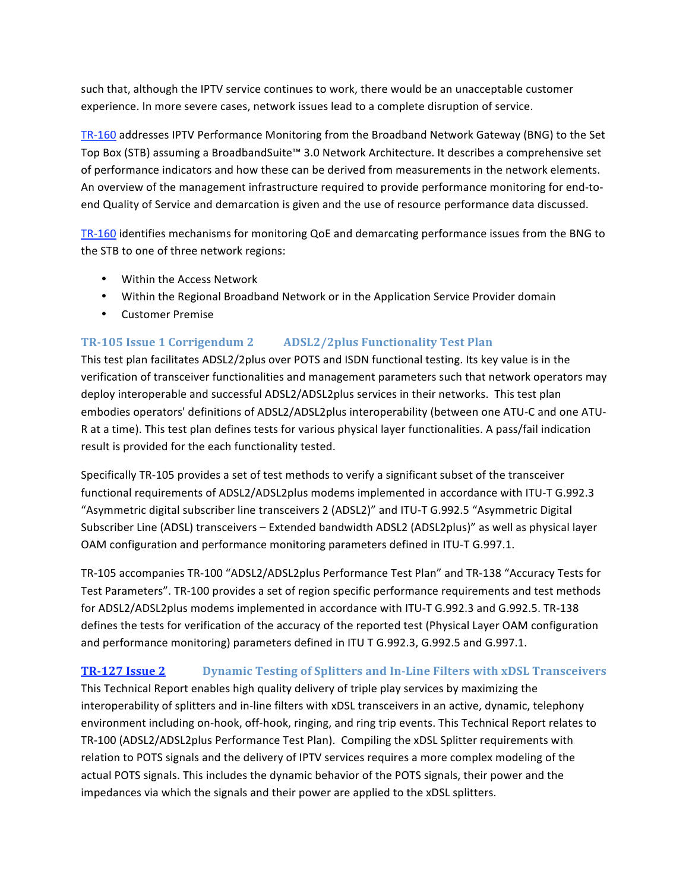such that, although the IPTV service continues to work, there would be an unacceptable customer experience. In more severe cases, network issues lead to a complete disruption of service.

TR-160 addresses IPTV Performance Monitoring from the Broadband Network Gateway (BNG) to the Set Top Box (STB) assuming a BroadbandSuite™ 3.0 Network Architecture. It describes a comprehensive set of performance indicators and how these can be derived from measurements in the network elements. An overview of the management infrastructure required to provide performance monitoring for end-to-end Quality of Service and demarcation is given and the use of resource performance data discussed.

TR-160 identifies mechanisms for monitoring QoE and demarcating performance issues from the BNG to the STB to one of three network regions:

- Within the Access Network
- Within the Regional Broadband Network or in the Application Service Provider domain
- Customer Premise

### TR-105 Issue 1 Corrigendum 2 ADSL2/2plus Functionality Test Plan

This test plan facilitates ADSL2/2plus over POTS and ISDN functional testing. Its key value is in the verification of transceiver functionalities and management parameters such that network operators may deploy interoperable and successful ADSL2/ADSL2plus services in their networks. This test plan embodies operators' definitions of ADSL2/ADSL2plus interoperability (between one ATU-C and one ATU-R at a time). This test plan defines tests for various physical layer functionalities. A pass/fail indication result is provided for the each functionality tested.

Specifically TR-105 provides a set of test methods to verify a significant subset of the transceiver functional requirements of ADSL2/ADSL2plus modems implemented in accordance with ITU-T G.992.3 "Asymmetric digital subscriber line transceivers 2 (ADSL2)" and ITU-T G.992.5 "Asymmetric Digital Subscriber Line (ADSL) transceivers – Extended bandwidth ADSL2 (ADSL2plus)" as well as physical layer OAM configuration and performance monitoring parameters defined in ITU-T G.997.1.

TR-105 accompanies TR-100 "ADSL2/ADSL2plus Performance Test Plan" and TR-138 "Accuracy Tests for Test Parameters". TR-100 provides a set of region specific performance requirements and test methods for ADSL2/ADSL2plus modems implemented in accordance with ITU-T G.992.3 and G.992.5. TR-138 defines the tests for verification of the accuracy of the reported test (Physical Layer OAM configuration and performance monitoring) parameters defined in ITU T G.992.3, G.992.5 and G.997.1.

### TR-127 Issue 2 Dynamic Testing of Splitters and In-Line Filters with xDSL Transceivers

This Technical Report enables high quality delivery of triple play services by maximizing the interoperability of splitters and in-line filters with xDSL transceivers in an active, dynamic, telephony environment including on-hook, off-hook, ringing, and ring trip events. This Technical Report relates to TR-100 (ADSL2/ADSL2plus Performance Test Plan). Compiling the xDSL Splitter requirements with relation to POTS signals and the delivery of IPTV services requires a more complex modeling of the actual POTS signals. This includes the dynamic behavior of the POTS signals, their power and the impedances via which the signals and their power are applied to the xDSL splitters.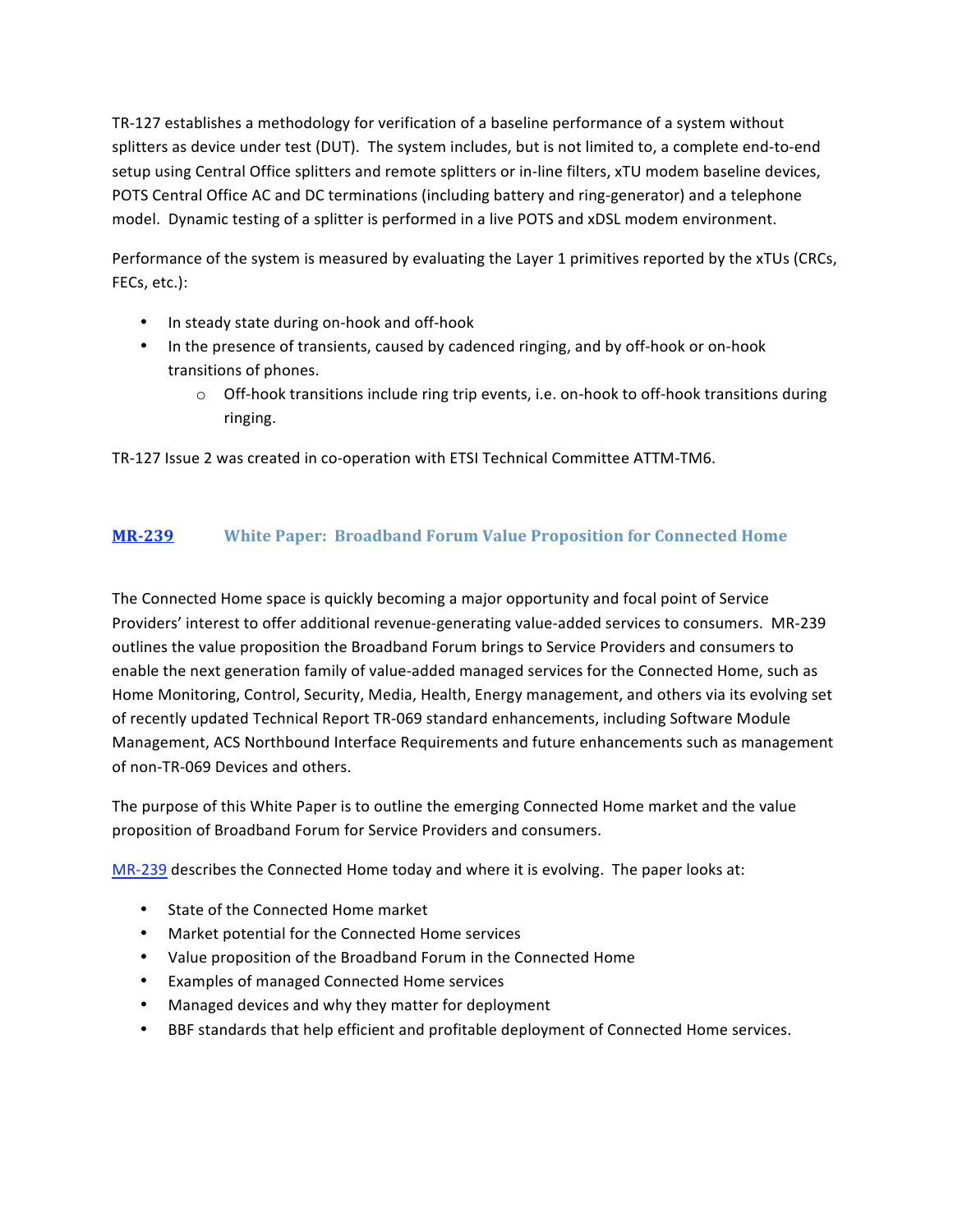TR-127 establishes a methodology for verification of a baseline performance of a system without splitters as device under test (DUT). The system includes, but is not limited to, a complete end-to-end setup using Central Office splitters and remote splitters or in-line filters, xTU modem baseline devices, POTS Central Office AC and DC terminations (including battery and ring-generator) and a telephone model. Dynamic testing of a splitter is performed in a live POTS and xDSL modem environment.

Performance of the system is measured by evaluating the Layer 1 primitives reported by the xTUs (CRCs, FECs, etc.):

- In steady state during on-hook and off-hook
- In the presence of transients, caused by cadenced ringing, and by off-hook or on-hook transitions of phones.
  - Off-hook transitions include ring trip events, i.e. on-hook to off-hook transitions during ringing.

TR-127 Issue 2 was created in co-operation with ETSI Technical Committee ATTM-TM6.

## MR-239 White Paper: Broadband Forum Value Proposition for Connected Home

The Connected Home space is quickly becoming a major opportunity and focal point of Service Providers' interest to offer additional revenue-generating value-added services to consumers. MR-239 outlines the value proposition the Broadband Forum brings to Service Providers and consumers to enable the next generation family of value-added managed services for the Connected Home, such as Home Monitoring, Control, Security, Media, Health, Energy management, and others via its evolving set of recently updated Technical Report TR-069 standard enhancements, including Software Module Management, ACS Northbound Interface Requirements and future enhancements such as management of non-TR-069 Devices and others.

The purpose of this White Paper is to outline the emerging Connected Home market and the value proposition of Broadband Forum for Service Providers and consumers.

MR-239 describes the Connected Home today and where it is evolving. The paper looks at:

- State of the Connected Home market
- Market potential for the Connected Home services
- Value proposition of the Broadband Forum in the Connected Home
- Examples of managed Connected Home services
- Managed devices and why they matter for deployment
- BBF standards that help efficient and profitable deployment of Connected Home services.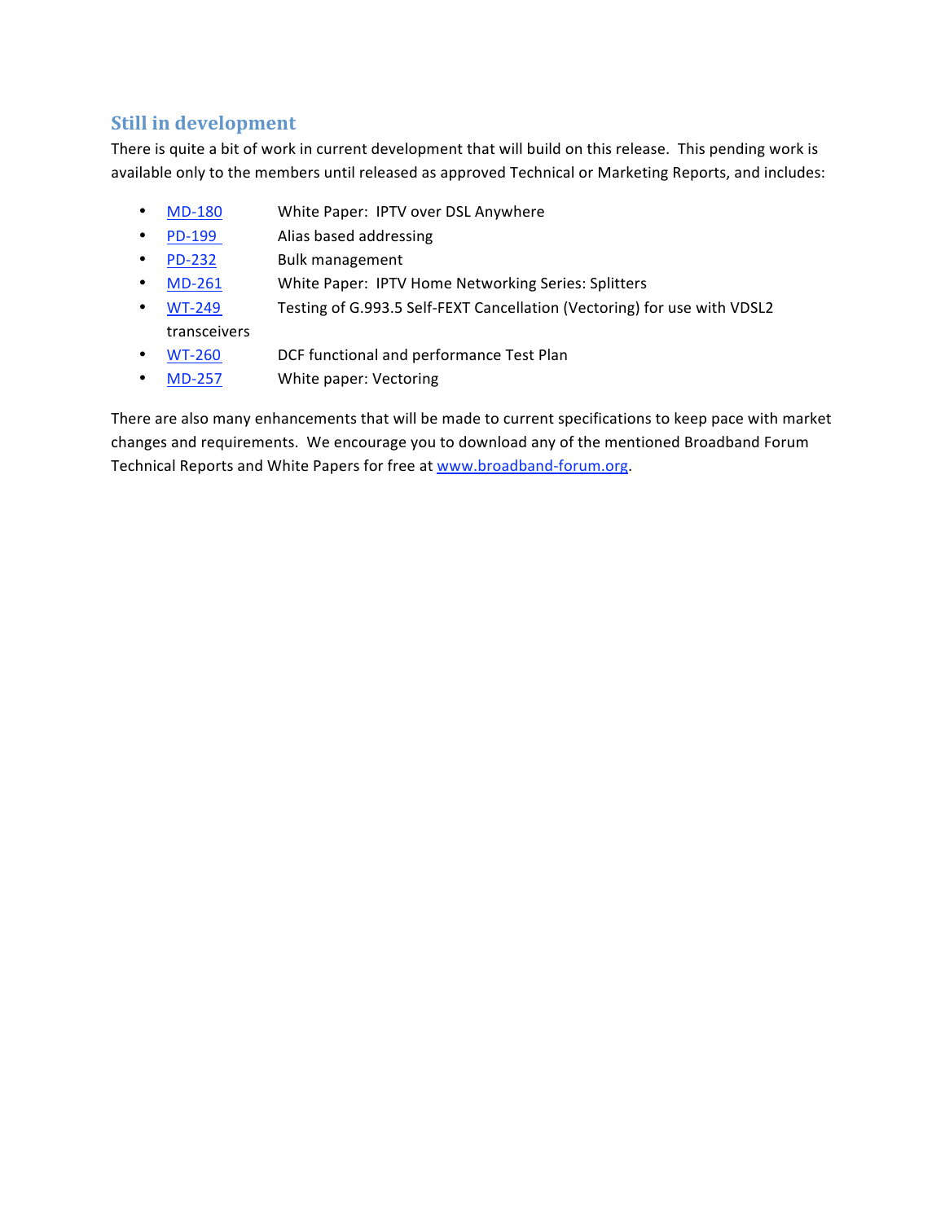## Still in development

There is quite a bit of work in current development that will build on this release. This pending work is available only to the members until released as approved Technical or Marketing Reports, and includes:

- MD-180 White Paper: IPTV over DSL Anywhere
- PD-199 Alias based addressing
- PD-232 Bulk management
- MD-261 White Paper: IPTV Home Networking Series: Splitters
- WT-249 Testing of G.993.5 Self-FEXT Cancellation (Vectoring) for use with VDSL2 transceivers
- WT-260 DCF functional and performance Test Plan
- MD-257 White paper: Vectoring

There are also many enhancements that will be made to current specifications to keep pace with market changes and requirements. We encourage you to download any of the mentioned Broadband Forum Technical Reports and White Papers for free at www.broadband-forum.org.